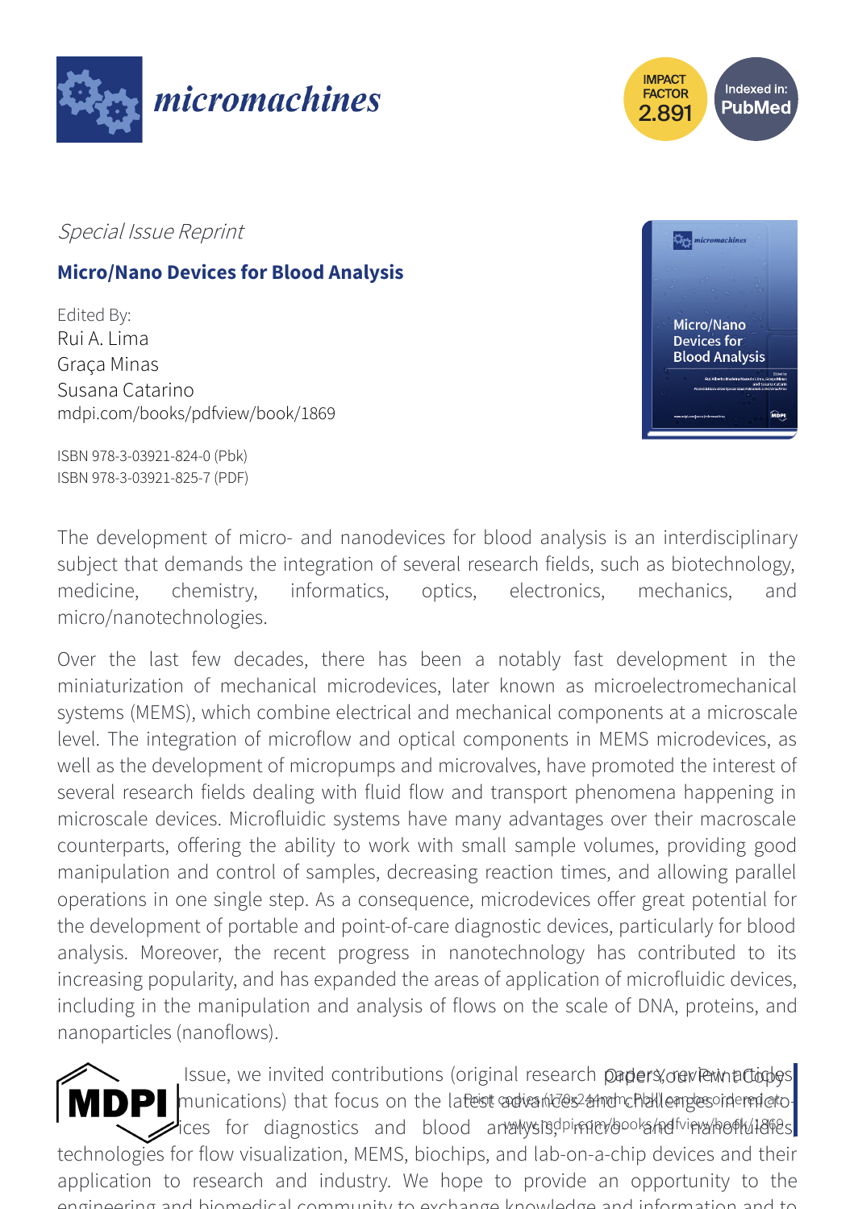micromachines

IMPACT FACTOR 2.891

Indexed in: PubMed

*Special Issue Reprint*

## Micro/Nano Devices for Blood Analysis

Edited By:
Rui A. Lima
Graça Minas
Susana Catarino
mdpi.com/books/pdfview/book/1869

ISBN 978-3-03921-824-0 (Pbk)
ISBN 978-3-03921-825-7 (PDF)

The development of micro- and nanodevices for blood analysis is an interdisciplinary subject that demands the integration of several research fields, such as biotechnology, medicine, chemistry, informatics, optics, electronics, mechanics, and micro/nanotechnologies.

Over the last few decades, there has been a notably fast development in the miniaturization of mechanical microdevices, later known as microelectromechanical systems (MEMS), which combine electrical and mechanical components at a microscale level. The integration of microflow and optical components in MEMS microdevices, as well as the development of micropumps and microvalves, have promoted the interest of several research fields dealing with fluid flow and transport phenomena happening in microscale devices. Microfluidic systems have many advantages over their macroscale counterparts, offering the ability to work with small sample volumes, providing good manipulation and control of samples, decreasing reaction times, and allowing parallel operations in one single step. As a consequence, microdevices offer great potential for the development of portable and point-of-care diagnostic devices, particularly for blood analysis. Moreover, the recent progress in nanotechnology has contributed to its increasing popularity, and has expanded the areas of application of microfluidic devices, including in the manipulation and analysis of flows on the scale of DNA, proteins, and nanoparticles (nanoflows).

MDPI

Issue, we invited contributions (original research papers, review articles, and short communications) that focus on the latest advances and challenges in micro- and nanodevices for diagnostics and blood analysis, micro- and nanofluidics, technologies for flow visualization, MEMS, biochips, and lab-on-a-chip devices and their application to research and industry. We hope to provide an opportunity to the engineering and biomedical community to exchange knowledge and information and to

Paper copy

Print copies (170x244mm, Pbk) can be ordered at:
www.mdpi.com/books/pdfview/book/1869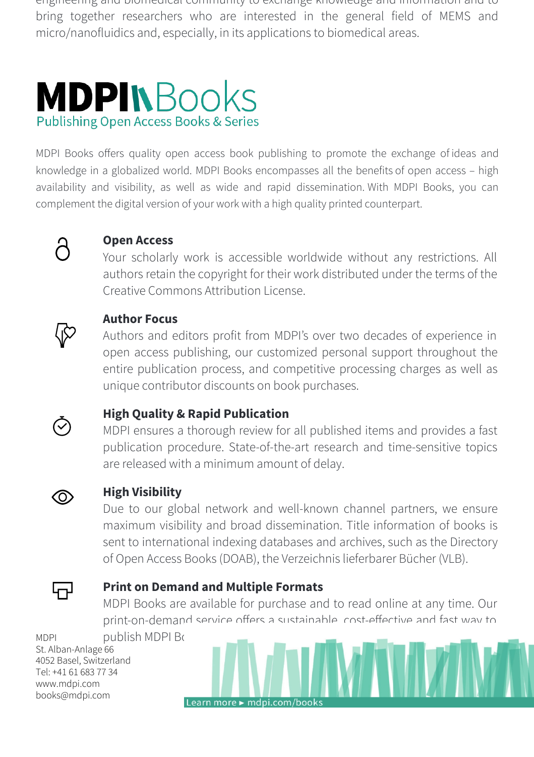bring together researchers who are interested in the general field of MEMS and micro/nanofluidics and, especially, in its applications to biomedical areas.

# MDPI Books

Publishing Open Access Books & Series

MDPI Books offers quality open access book publishing to promote the exchange of ideas and knowledge in a globalized world. MDPI Books encompasses all the benefits of open access – high availability and visibility, as well as wide and rapid dissemination. With MDPI Books, you can complement the digital version of your work with a high quality printed counterpart.

**Open Access**

Your scholarly work is accessible worldwide without any restrictions. All authors retain the copyright for their work distributed under the terms of the Creative Commons Attribution License.

**Author Focus**

Authors and editors profit from MDPI's over two decades of experience in open access publishing, our customized personal support throughout the entire publication process, and competitive processing charges as well as unique contributor discounts on book purchases.

**High Quality & Rapid Publication**

MDPI ensures a thorough review for all published items and provides a fast publication procedure. State-of-the-art research and time-sensitive topics are released with a minimum amount of delay.

**High Visibility**

Due to our global network and well-known channel partners, we ensure maximum visibility and broad dissemination. Title information of books is sent to international indexing databases and archives, such as the Directory of Open Access Books (DOAB), the Verzeichnis lieferbarer Bücher (VLB).

**Print on Demand and Multiple Formats**

MDPI Books are available for purchase and to read online at any time. Our print-on-demand service offers a sustainable, cost-effective and fast way to publish MDPI Bo

MDPI
St. Alban-Anlage 66
4052 Basel, Switzerland
Tel: +41 61 683 77 34
www.mdpi.com
books@mdpi.com

Learn more ▸ mdpi.com/books